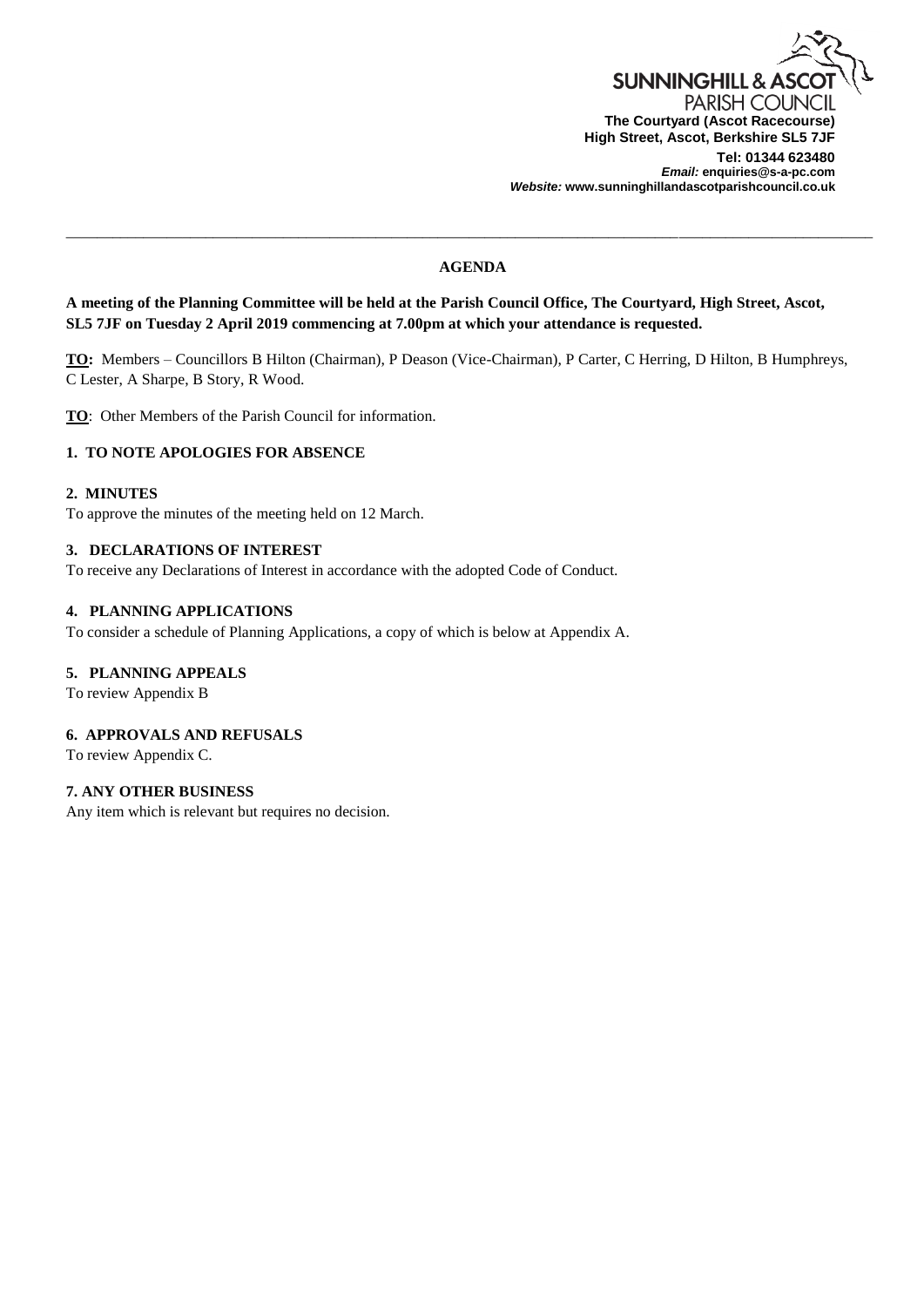**SUNNINGHILL & ASCOT**
PARISH COUNCIL
**The Courtyard (Ascot Racecourse)**
**High Street, Ascot, Berkshire SL5 7JF**
**Tel: 01344 623480**
***Email:* enquiries@s-a-pc.com**
***Website:* www.sunninghillandascotparishcouncil.co.uk**

---

## AGENDA

**A meeting of the Planning Committee will be held at the Parish Council Office, The Courtyard, High Street, Ascot, SL5 7JF on Tuesday 2 April 2019 commencing at 7.00pm at which your attendance is requested.**

**TO:** Members – Councillors B Hilton (Chairman), P Deason (Vice-Chairman), P Carter, C Herring, D Hilton, B Humphreys, C Lester, A Sharpe, B Story, R Wood.

**TO**: Other Members of the Parish Council for information.

### 1. TO NOTE APOLOGIES FOR ABSENCE

### 2. MINUTES

To approve the minutes of the meeting held on 12 March.

### 3. DECLARATIONS OF INTEREST

To receive any Declarations of Interest in accordance with the adopted Code of Conduct.

### 4. PLANNING APPLICATIONS

To consider a schedule of Planning Applications, a copy of which is below at Appendix A.

### 5. PLANNING APPEALS

To review Appendix B

### 6. APPROVALS AND REFUSALS

To review Appendix C.

### 7. ANY OTHER BUSINESS

Any item which is relevant but requires no decision.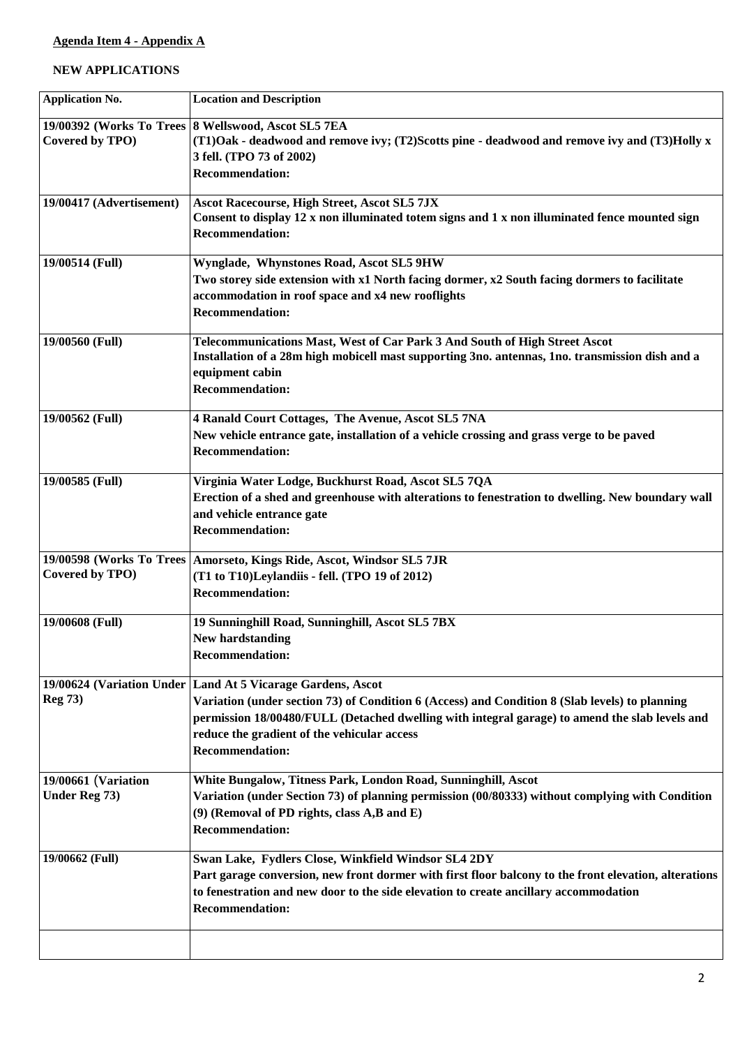**Agenda Item 4 - Appendix A**

**NEW APPLICATIONS**

| Application No. | Location and Description |
|---|---|
| **19/00392 (Works To Trees Covered by TPO)** | **8 Wellswood, Ascot SL5 7EA**<br>**(T1)Oak - deadwood and remove ivy; (T2)Scotts pine - deadwood and remove ivy and (T3)Holly x 3 fell. (TPO 73 of 2002)**<br>**Recommendation:** |
| **19/00417 (Advertisement)** | **Ascot Racecourse, High Street, Ascot SL5 7JX**<br>**Consent to display 12 x non illuminated totem signs and 1 x non illuminated fence mounted sign**<br>**Recommendation:** |
| **19/00514 (Full)** | **Wynglade, Whynstones Road, Ascot SL5 9HW**<br>**Two storey side extension with x1 North facing dormer, x2 South facing dormers to facilitate accommodation in roof space and x4 new rooflights**<br>**Recommendation:** |
| **19/00560 (Full)** | **Telecommunications Mast, West of Car Park 3 And South of High Street Ascot**<br>**Installation of a 28m high mobicell mast supporting 3no. antennas, 1no. transmission dish and a equipment cabin**<br>**Recommendation:** |
| **19/00562 (Full)** | **4 Ranald Court Cottages, The Avenue, Ascot SL5 7NA**<br>**New vehicle entrance gate, installation of a vehicle crossing and grass verge to be paved**<br>**Recommendation:** |
| **19/00585 (Full)** | **Virginia Water Lodge, Buckhurst Road, Ascot SL5 7QA**<br>**Erection of a shed and greenhouse with alterations to fenestration to dwelling. New boundary wall and vehicle entrance gate**<br>**Recommendation:** |
| **19/00598 (Works To Trees Covered by TPO)** | **Amorseto, Kings Ride, Ascot, Windsor SL5 7JR**<br>**(T1 to T10)Leylandiis - fell. (TPO 19 of 2012)**<br>**Recommendation:** |
| **19/00608 (Full)** | **19 Sunninghill Road, Sunninghill, Ascot SL5 7BX**<br>**New hardstanding**<br>**Recommendation:** |
| **19/00624 (Variation Under Reg 73)** | **Land At 5 Vicarage Gardens, Ascot**<br>**Variation (under section 73) of Condition 6 (Access) and Condition 8 (Slab levels) to planning permission 18/00480/FULL (Detached dwelling with integral garage) to amend the slab levels and reduce the gradient of the vehicular access**<br>**Recommendation:** |
| **19/00661 (Variation Under Reg 73)** | **White Bungalow, Titness Park, London Road, Sunninghill, Ascot**<br>**Variation (under Section 73) of planning permission (00/80333) without complying with Condition (9) (Removal of PD rights, class A,B and E)**<br>**Recommendation:** |
| **19/00662 (Full)** | **Swan Lake, Fydlers Close, Winkfield Windsor SL4 2DY**<br>**Part garage conversion, new front dormer with first floor balcony to the front elevation, alterations to fenestration and new door to the side elevation to create ancillary accommodation**<br>**Recommendation:** |
| | |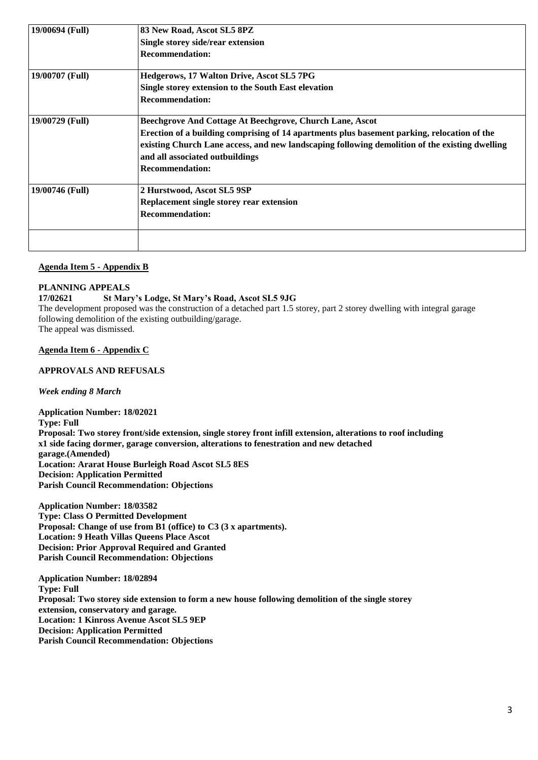| | |
|---|---|
| **19/00694 (Full)** | **83 New Road, Ascot SL5 8PZ**<br>**Single storey side/rear extension**<br>**Recommendation:** |
| **19/00707 (Full)** | **Hedgerows, 17 Walton Drive, Ascot SL5 7PG**<br>**Single storey extension to the South East elevation**<br>**Recommendation:** |
| **19/00729 (Full)** | **Beechgrove And Cottage At Beechgrove, Church Lane, Ascot**<br>**Erection of a building comprising of 14 apartments plus basement parking, relocation of the existing Church Lane access, and new landscaping following demolition of the existing dwelling and all associated outbuildings**<br>**Recommendation:** |
| **19/00746 (Full)** | **2 Hurstwood, Ascot SL5 9SP**<br>**Replacement single storey rear extension**<br>**Recommendation:** |
| | |

**Agenda Item 5 - Appendix B**

**PLANNING APPEALS**

**17/02621 St Mary's Lodge, St Mary's Road, Ascot SL5 9JG**

The development proposed was the construction of a detached part 1.5 storey, part 2 storey dwelling with integral garage following demolition of the existing outbuilding/garage.
The appeal was dismissed.

**Agenda Item 6 - Appendix C**

**APPROVALS AND REFUSALS**

*Week ending 8 March*

**Application Number: 18/02021**
**Type: Full**
**Proposal: Two storey front/side extension, single storey front infill extension, alterations to roof including x1 side facing dormer, garage conversion, alterations to fenestration and new detached garage.(Amended)**
**Location: Ararat House Burleigh Road Ascot SL5 8ES**
**Decision: Application Permitted**
**Parish Council Recommendation: Objections**

**Application Number: 18/03582**
**Type: Class O Permitted Development**
**Proposal: Change of use from B1 (office) to C3 (3 x apartments).**
**Location: 9 Heath Villas Queens Place Ascot**
**Decision: Prior Approval Required and Granted**
**Parish Council Recommendation: Objections**

**Application Number: 18/02894**
**Type: Full**
**Proposal: Two storey side extension to form a new house following demolition of the single storey extension, conservatory and garage.**
**Location: 1 Kinross Avenue Ascot SL5 9EP**
**Decision: Application Permitted**
**Parish Council Recommendation: Objections**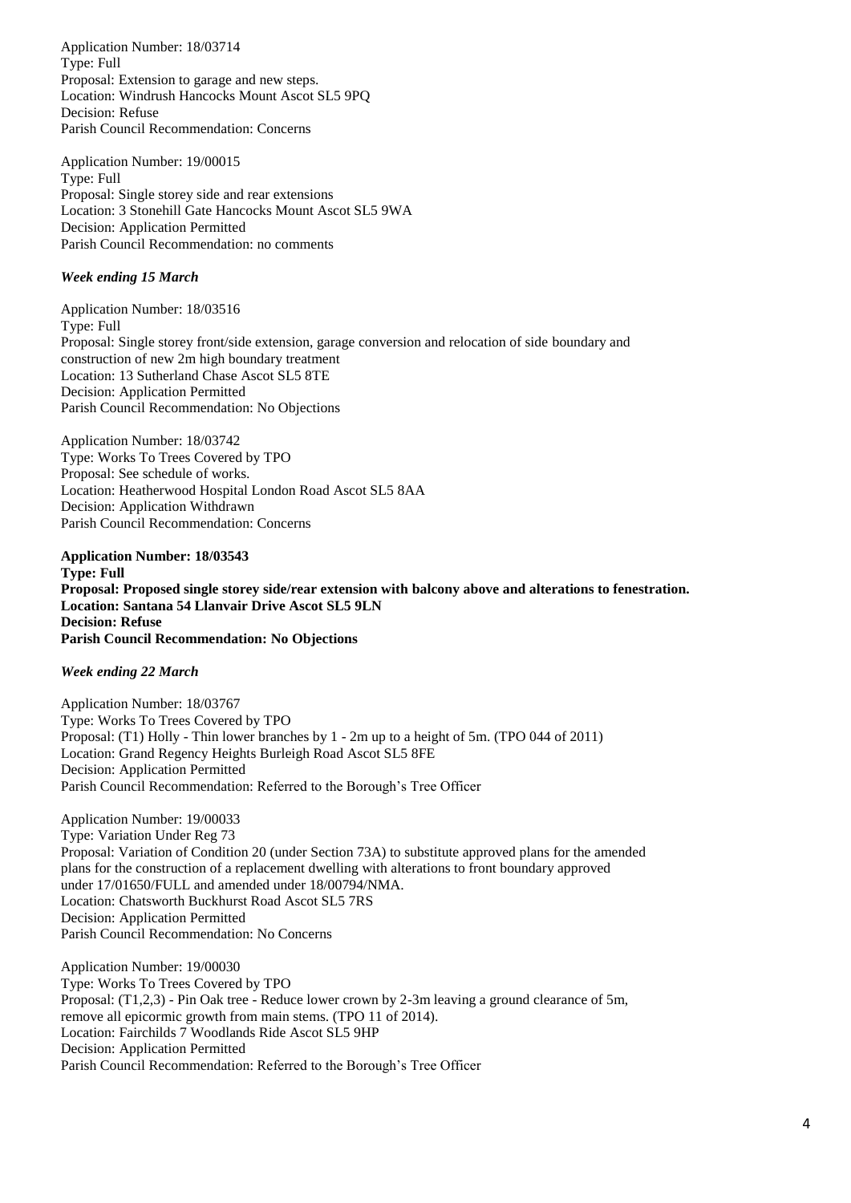Application Number: 18/03714
Type: Full
Proposal: Extension to garage and new steps.
Location: Windrush Hancocks Mount Ascot SL5 9PQ
Decision: Refuse
Parish Council Recommendation: Concerns

Application Number: 19/00015
Type: Full
Proposal: Single storey side and rear extensions
Location: 3 Stonehill Gate Hancocks Mount Ascot SL5 9WA
Decision: Application Permitted
Parish Council Recommendation: no comments

***Week ending 15 March***

Application Number: 18/03516
Type: Full
Proposal: Single storey front/side extension, garage conversion and relocation of side boundary and construction of new 2m high boundary treatment
Location: 13 Sutherland Chase Ascot SL5 8TE
Decision: Application Permitted
Parish Council Recommendation: No Objections

Application Number: 18/03742
Type: Works To Trees Covered by TPO
Proposal: See schedule of works.
Location: Heatherwood Hospital London Road Ascot SL5 8AA
Decision: Application Withdrawn
Parish Council Recommendation: Concerns

**Application Number: 18/03543**
**Type: Full**
**Proposal: Proposed single storey side/rear extension with balcony above and alterations to fenestration.**
**Location: Santana 54 Llanvair Drive Ascot SL5 9LN**
**Decision: Refuse**
**Parish Council Recommendation: No Objections**

***Week ending 22 March***

Application Number: 18/03767
Type: Works To Trees Covered by TPO
Proposal: (T1) Holly - Thin lower branches by 1 - 2m up to a height of 5m. (TPO 044 of 2011)
Location: Grand Regency Heights Burleigh Road Ascot SL5 8FE
Decision: Application Permitted
Parish Council Recommendation: Referred to the Borough's Tree Officer

Application Number: 19/00033
Type: Variation Under Reg 73
Proposal: Variation of Condition 20 (under Section 73A) to substitute approved plans for the amended plans for the construction of a replacement dwelling with alterations to front boundary approved under 17/01650/FULL and amended under 18/00794/NMA.
Location: Chatsworth Buckhurst Road Ascot SL5 7RS
Decision: Application Permitted
Parish Council Recommendation: No Concerns

Application Number: 19/00030
Type: Works To Trees Covered by TPO
Proposal: (T1,2,3) - Pin Oak tree - Reduce lower crown by 2-3m leaving a ground clearance of 5m, remove all epicormic growth from main stems. (TPO 11 of 2014).
Location: Fairchilds 7 Woodlands Ride Ascot SL5 9HP
Decision: Application Permitted
Parish Council Recommendation: Referred to the Borough's Tree Officer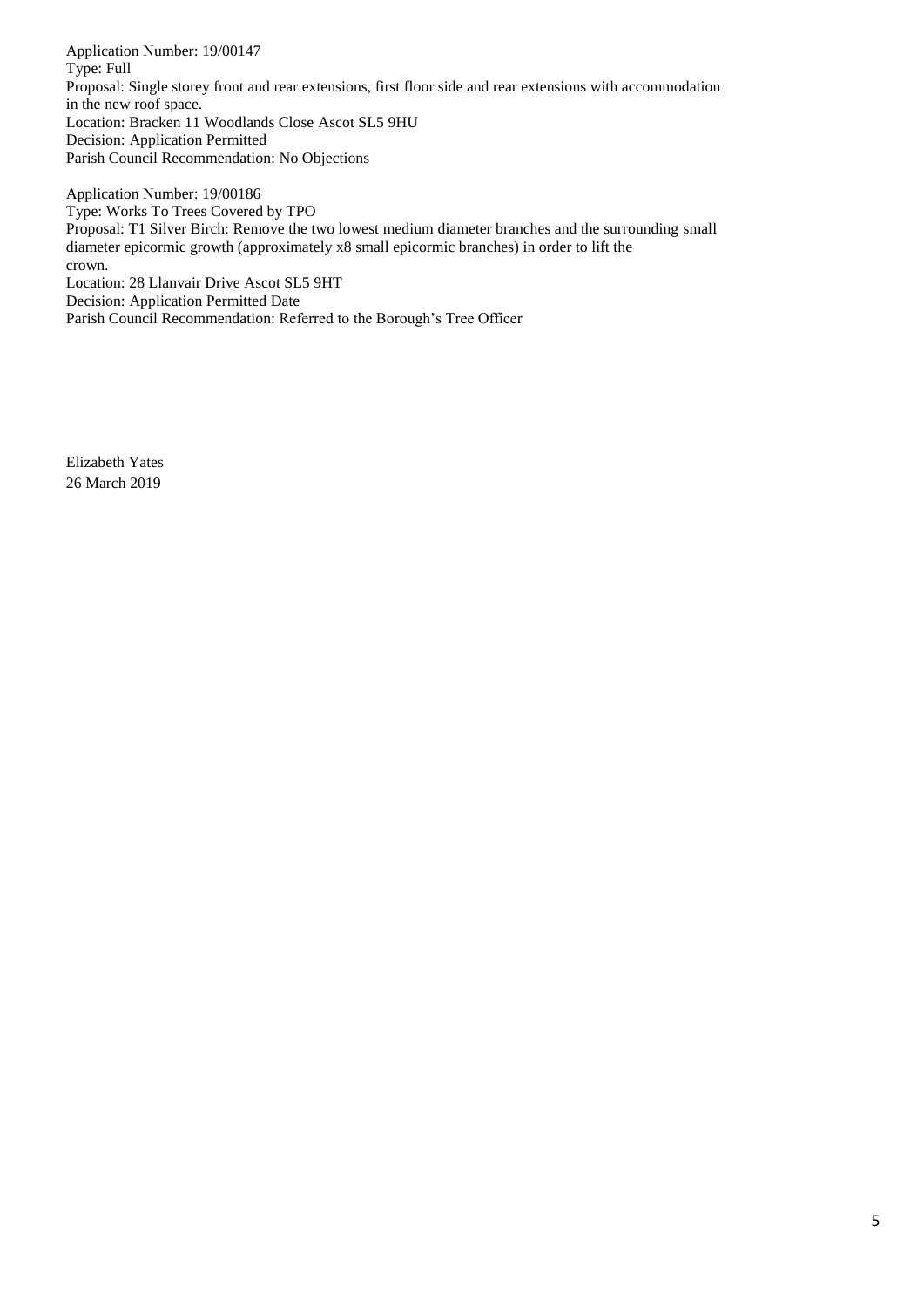Application Number: 19/00147
Type: Full
Proposal: Single storey front and rear extensions, first floor side and rear extensions with accommodation in the new roof space.
Location: Bracken 11 Woodlands Close Ascot SL5 9HU
Decision: Application Permitted
Parish Council Recommendation: No Objections

Application Number: 19/00186
Type: Works To Trees Covered by TPO
Proposal: T1 Silver Birch: Remove the two lowest medium diameter branches and the surrounding small diameter epicormic growth (approximately x8 small epicormic branches) in order to lift the crown.
Location: 28 Llanvair Drive Ascot SL5 9HT
Decision: Application Permitted Date
Parish Council Recommendation: Referred to the Borough's Tree Officer

Elizabeth Yates
26 March 2019